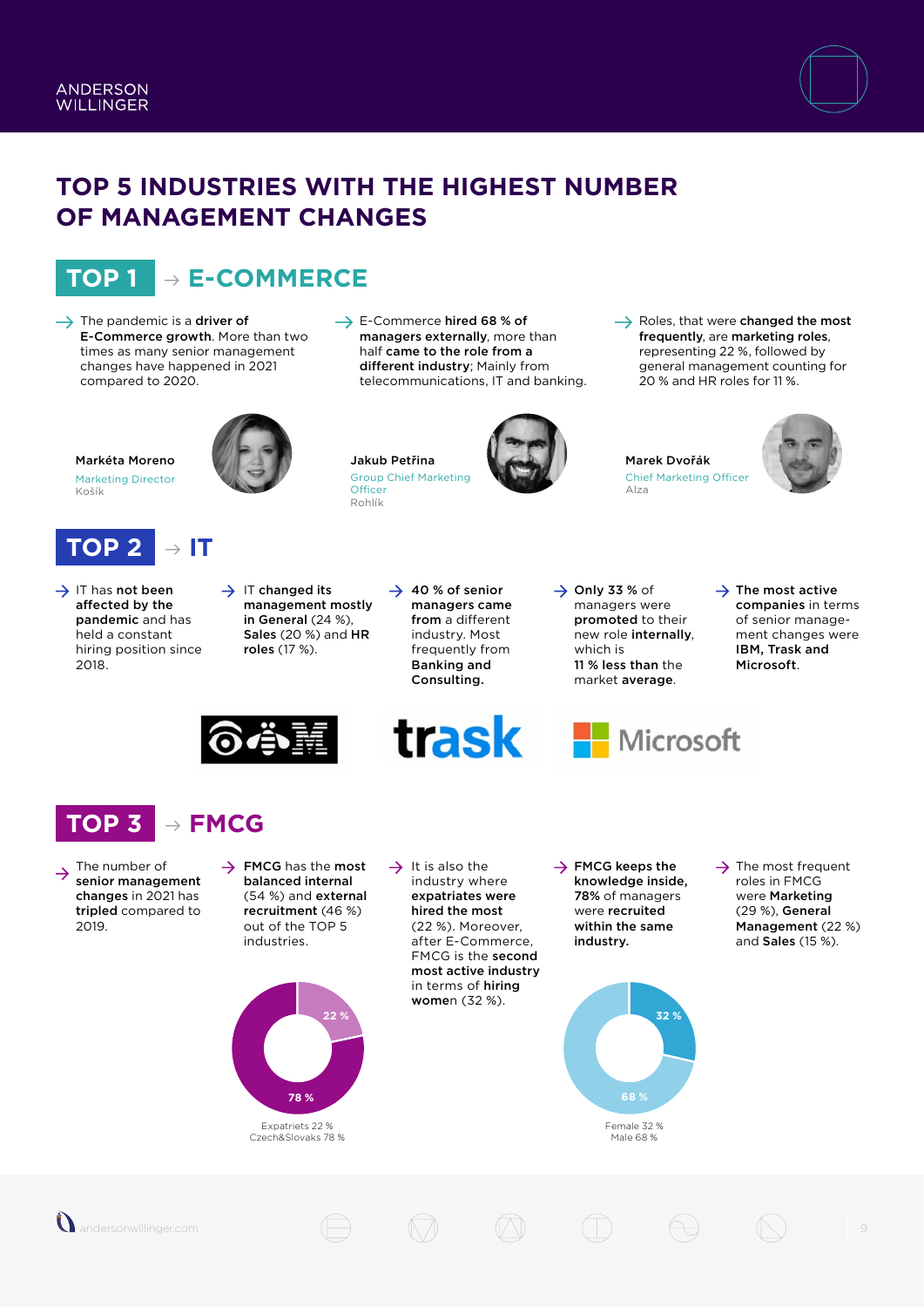# TOP 5 INDUSTRIES WITH THE HIGHEST NUMBER OF MANAGEMENT CHANGES

## TOP 1 → E-COMMERCE

- The pandemic is a **driver of E-Commerce growth**. More than two times as many senior management changes have happened in 2021 compared to 2020.
- E-Commerce **hired 68 % of managers externally**, more than half **came to the role from a different industry**; Mainly from telecommunications, IT and banking.
- Roles, that were **changed the most frequently**, are **marketing roles**, representing 22 %, followed by general management counting for 20 % and HR roles for 11 %.

**Markéta Moreno**
Marketing Director
Košík

**Jakub Petřina**
Group Chief Marketing Officer
Rohlík

**Marek Dvořák**
Chief Marketing Officer
Alza

## TOP 2 → IT

- IT has **not been affected by the pandemic** and has held a constant hiring position since 2018.
- IT **changed its management mostly in General** (24 %), **Sales** (20 %) and **HR roles** (17 %).
- **40 % of senior managers came from** a different industry. Most frequently from **Banking and Consulting.**
- **Only 33 %** of managers were **promoted** to their new role **internally**, which is **11 % less than** the market **average**.
- **The most active companies** in terms of senior management changes were **IBM, Trask and Microsoft**.

## TOP 3 → FMCG

- The number of **senior management changes** in 2021 has **tripled** compared to 2019.
- **FMCG** has the **most balanced internal** (54 %) and **external recruitment** (46 %) out of the TOP 5 industries.
- It is also the industry where **expatriates were hired the most** (22 %). Moreover, after E-Commerce, FMCG is the **second most active industry** in terms of **hiring women** (32 %).
- **FMCG keeps the knowledge inside, 78%** of managers were **recruited within the same industry.**
- The most frequent roles in FMCG were **Marketing** (29 %), **General Management** (22 %) and **Sales** (15 %).

22 %
78 %
Expatriates 22 %
Czech&Slovaks 78 %

32 %
68 %
Female 32 %
Male 68 %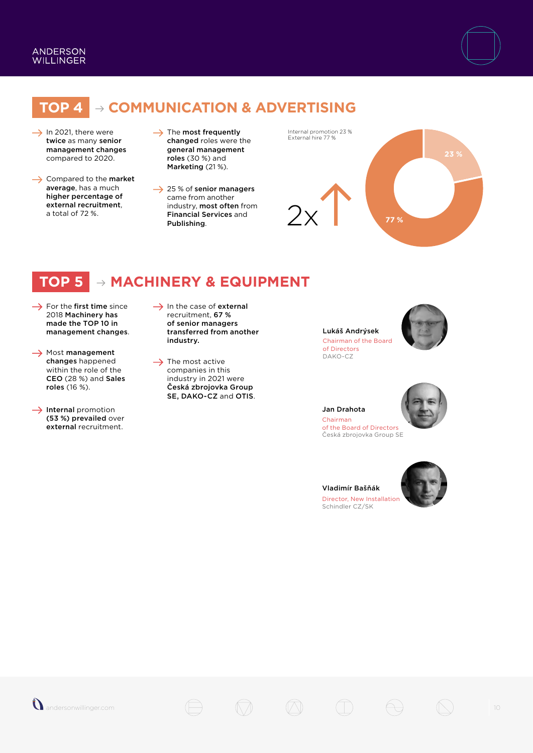## TOP 4 → COMMUNICATION & ADVERTISING

- In 2021, there were **twice** as many **senior management changes** compared to 2020.
- Compared to the **market average**, has a much **higher percentage of external recruitment**, a total of 72 %.
- The **most frequently changed** roles were the **general management roles** (30 %) and **Marketing** (21 %).
- 25 % of **senior managers** came from another industry, **most often** from **Financial Services** and **Publishing**.

Internal promotion 23 %
External hire 77 %

2x

23 %

77 %

## TOP 5 → MACHINERY & EQUIPMENT

- For the **first time** since 2018 **Machinery has made the TOP 10 in management changes**.
- Most **management changes** happened within the role of the **CEO** (28 %) and **Sales roles** (16 %).
- **Internal** promotion **(53 %) prevailed** over **external** recruitment.
- In the case of **external** recruitment, **67 % of senior managers transferred from another industry.**
- The most active companies in this industry in 2021 were **Česká zbrojovka Group SE, DAKO-CZ** and **OTIS**.

**Lukáš Andrýsek**
Chairman of the Board of Directors
DAKO-CZ

**Jan Drahota**
Chairman of the Board of Directors
Česká zbrojovka Group SE

**Vladimír Bašňák**
Director, New Installation
Schindler CZ/SK